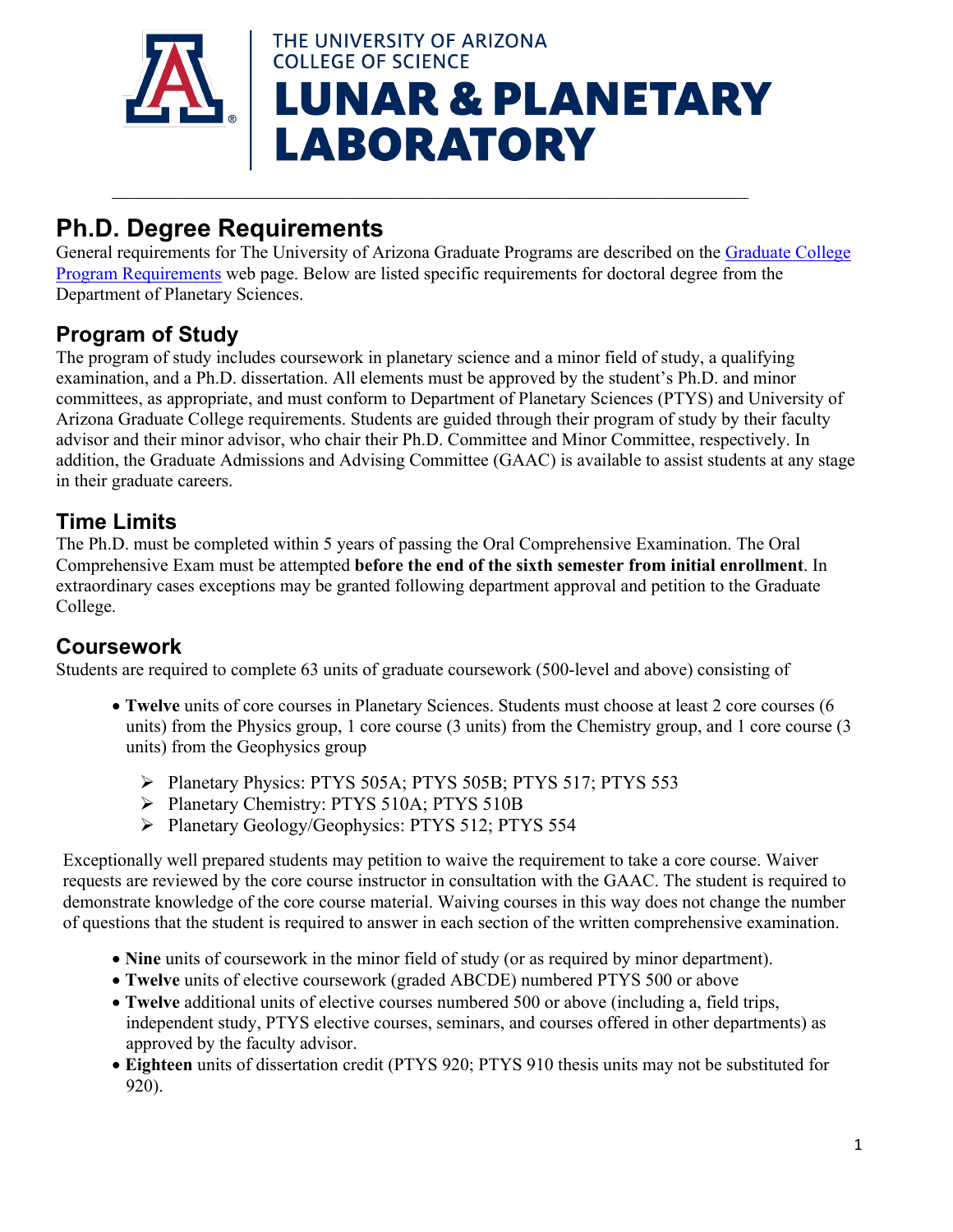THE UNIVERSITY OF ARIZONA
COLLEGE OF SCIENCE
**LUNAR & PLANETARY LABORATORY**

---

# Ph.D. Degree Requirements

General requirements for The University of Arizona Graduate Programs are described on the Graduate College Program Requirements web page. Below are listed specific requirements for doctoral degree from the Department of Planetary Sciences.

## Program of Study

The program of study includes coursework in planetary science and a minor field of study, a qualifying examination, and a Ph.D. dissertation. All elements must be approved by the student's Ph.D. and minor committees, as appropriate, and must conform to Department of Planetary Sciences (PTYS) and University of Arizona Graduate College requirements. Students are guided through their program of study by their faculty advisor and their minor advisor, who chair their Ph.D. Committee and Minor Committee, respectively. In addition, the Graduate Admissions and Advising Committee (GAAC) is available to assist students at any stage in their graduate careers.

## Time Limits

The Ph.D. must be completed within 5 years of passing the Oral Comprehensive Examination. The Oral Comprehensive Exam must be attempted **before the end of the sixth semester from initial enrollment**. In extraordinary cases exceptions may be granted following department approval and petition to the Graduate College.

## Coursework

Students are required to complete 63 units of graduate coursework (500-level and above) consisting of

- **Twelve** units of core courses in Planetary Sciences. Students must choose at least 2 core courses (6 units) from the Physics group, 1 core course (3 units) from the Chemistry group, and 1 core course (3 units) from the Geophysics group
  - Planetary Physics: PTYS 505A; PTYS 505B; PTYS 517; PTYS 553
  - Planetary Chemistry: PTYS 510A; PTYS 510B
  - Planetary Geology/Geophysics: PTYS 512; PTYS 554

Exceptionally well prepared students may petition to waive the requirement to take a core course. Waiver requests are reviewed by the core course instructor in consultation with the GAAC. The student is required to demonstrate knowledge of the core course material. Waiving courses in this way does not change the number of questions that the student is required to answer in each section of the written comprehensive examination.

- **Nine** units of coursework in the minor field of study (or as required by minor department).
- **Twelve** units of elective coursework (graded ABCDE) numbered PTYS 500 or above
- **Twelve** additional units of elective courses numbered 500 or above (including a, field trips, independent study, PTYS elective courses, seminars, and courses offered in other departments) as approved by the faculty advisor.
- **Eighteen** units of dissertation credit (PTYS 920; PTYS 910 thesis units may not be substituted for 920).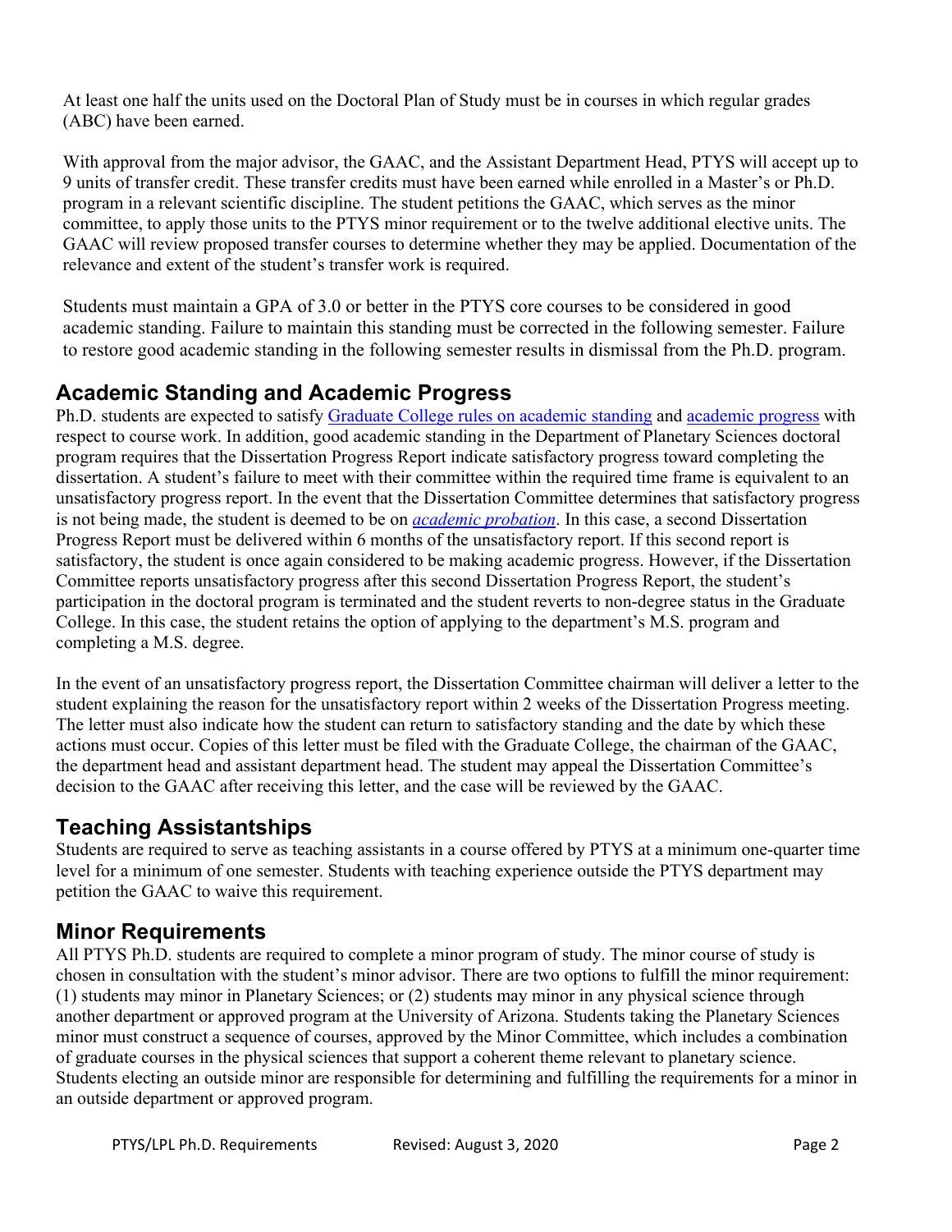At least one half the units used on the Doctoral Plan of Study must be in courses in which regular grades (ABC) have been earned.

With approval from the major advisor, the GAAC, and the Assistant Department Head, PTYS will accept up to 9 units of transfer credit. These transfer credits must have been earned while enrolled in a Master's or Ph.D. program in a relevant scientific discipline. The student petitions the GAAC, which serves as the minor committee, to apply those units to the PTYS minor requirement or to the twelve additional elective units. The GAAC will review proposed transfer courses to determine whether they may be applied. Documentation of the relevance and extent of the student's transfer work is required.

Students must maintain a GPA of 3.0 or better in the PTYS core courses to be considered in good academic standing. Failure to maintain this standing must be corrected in the following semester. Failure to restore good academic standing in the following semester results in dismissal from the Ph.D. program.

## Academic Standing and Academic Progress

Ph.D. students are expected to satisfy [Graduate College rules on academic standing]() and [academic progress]() with respect to course work. In addition, good academic standing in the Department of Planetary Sciences doctoral program requires that the Dissertation Progress Report indicate satisfactory progress toward completing the dissertation. A student's failure to meet with their committee within the required time frame is equivalent to an unsatisfactory progress report. In the event that the Dissertation Committee determines that satisfactory progress is not being made, the student is deemed to be on [*academic probation*](). In this case, a second Dissertation Progress Report must be delivered within 6 months of the unsatisfactory report. If this second report is satisfactory, the student is once again considered to be making academic progress. However, if the Dissertation Committee reports unsatisfactory progress after this second Dissertation Progress Report, the student's participation in the doctoral program is terminated and the student reverts to non-degree status in the Graduate College. In this case, the student retains the option of applying to the department's M.S. program and completing a M.S. degree.

In the event of an unsatisfactory progress report, the Dissertation Committee chairman will deliver a letter to the student explaining the reason for the unsatisfactory report within 2 weeks of the Dissertation Progress meeting. The letter must also indicate how the student can return to satisfactory standing and the date by which these actions must occur. Copies of this letter must be filed with the Graduate College, the chairman of the GAAC, the department head and assistant department head. The student may appeal the Dissertation Committee's decision to the GAAC after receiving this letter, and the case will be reviewed by the GAAC.

## Teaching Assistantships

Students are required to serve as teaching assistants in a course offered by PTYS at a minimum one-quarter time level for a minimum of one semester. Students with teaching experience outside the PTYS department may petition the GAAC to waive this requirement.

## Minor Requirements

All PTYS Ph.D. students are required to complete a minor program of study. The minor course of study is chosen in consultation with the student's minor advisor. There are two options to fulfill the minor requirement: (1) students may minor in Planetary Sciences; or (2) students may minor in any physical science through another department or approved program at the University of Arizona. Students taking the Planetary Sciences minor must construct a sequence of courses, approved by the Minor Committee, which includes a combination of graduate courses in the physical sciences that support a coherent theme relevant to planetary science. Students electing an outside minor are responsible for determining and fulfilling the requirements for a minor in an outside department or approved program.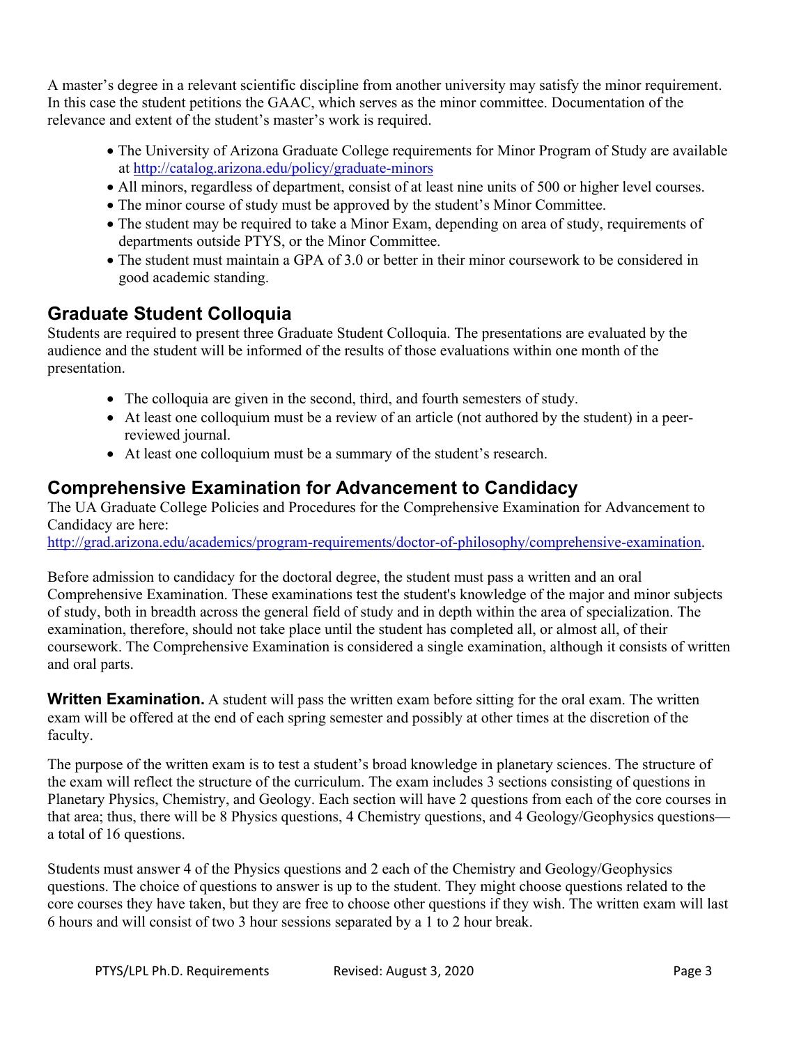A master's degree in a relevant scientific discipline from another university may satisfy the minor requirement. In this case the student petitions the GAAC, which serves as the minor committee. Documentation of the relevance and extent of the student's master's work is required.

- The University of Arizona Graduate College requirements for Minor Program of Study are available at http://catalog.arizona.edu/policy/graduate-minors
- All minors, regardless of department, consist of at least nine units of 500 or higher level courses.
- The minor course of study must be approved by the student's Minor Committee.
- The student may be required to take a Minor Exam, depending on area of study, requirements of departments outside PTYS, or the Minor Committee.
- The student must maintain a GPA of 3.0 or better in their minor coursework to be considered in good academic standing.

## Graduate Student Colloquia

Students are required to present three Graduate Student Colloquia. The presentations are evaluated by the audience and the student will be informed of the results of those evaluations within one month of the presentation.

- The colloquia are given in the second, third, and fourth semesters of study.
- At least one colloquium must be a review of an article (not authored by the student) in a peer-reviewed journal.
- At least one colloquium must be a summary of the student's research.

## Comprehensive Examination for Advancement to Candidacy

The UA Graduate College Policies and Procedures for the Comprehensive Examination for Advancement to Candidacy are here:
http://grad.arizona.edu/academics/program-requirements/doctor-of-philosophy/comprehensive-examination.

Before admission to candidacy for the doctoral degree, the student must pass a written and an oral Comprehensive Examination. These examinations test the student's knowledge of the major and minor subjects of study, both in breadth across the general field of study and in depth within the area of specialization. The examination, therefore, should not take place until the student has completed all, or almost all, of their coursework. The Comprehensive Examination is considered a single examination, although it consists of written and oral parts.

**Written Examination.** A student will pass the written exam before sitting for the oral exam. The written exam will be offered at the end of each spring semester and possibly at other times at the discretion of the faculty.

The purpose of the written exam is to test a student's broad knowledge in planetary sciences. The structure of the exam will reflect the structure of the curriculum. The exam includes 3 sections consisting of questions in Planetary Physics, Chemistry, and Geology. Each section will have 2 questions from each of the core courses in that area; thus, there will be 8 Physics questions, 4 Chemistry questions, and 4 Geology/Geophysics questions—a total of 16 questions.

Students must answer 4 of the Physics questions and 2 each of the Chemistry and Geology/Geophysics questions. The choice of questions to answer is up to the student. They might choose questions related to the core courses they have taken, but they are free to choose other questions if they wish. The written exam will last 6 hours and will consist of two 3 hour sessions separated by a 1 to 2 hour break.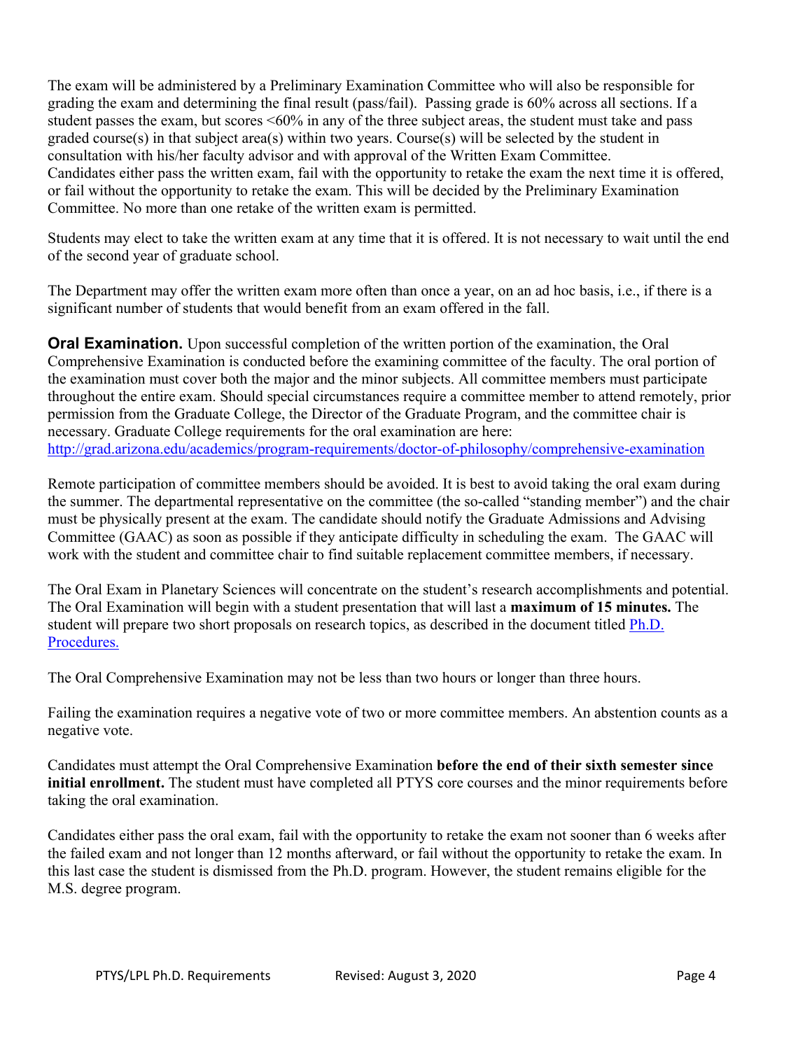The exam will be administered by a Preliminary Examination Committee who will also be responsible for grading the exam and determining the final result (pass/fail). Passing grade is 60% across all sections. If a student passes the exam, but scores <60% in any of the three subject areas, the student must take and pass graded course(s) in that subject area(s) within two years. Course(s) will be selected by the student in consultation with his/her faculty advisor and with approval of the Written Exam Committee. Candidates either pass the written exam, fail with the opportunity to retake the exam the next time it is offered, or fail without the opportunity to retake the exam. This will be decided by the Preliminary Examination Committee. No more than one retake of the written exam is permitted.

Students may elect to take the written exam at any time that it is offered. It is not necessary to wait until the end of the second year of graduate school.

The Department may offer the written exam more often than once a year, on an ad hoc basis, i.e., if there is a significant number of students that would benefit from an exam offered in the fall.

**Oral Examination.** Upon successful completion of the written portion of the examination, the Oral Comprehensive Examination is conducted before the examining committee of the faculty. The oral portion of the examination must cover both the major and the minor subjects. All committee members must participate throughout the entire exam. Should special circumstances require a committee member to attend remotely, prior permission from the Graduate College, the Director of the Graduate Program, and the committee chair is necessary. Graduate College requirements for the oral examination are here: [http://grad.arizona.edu/academics/program-requirements/doctor-of-philosophy/comprehensive-examination](http://grad.arizona.edu/academics/program-requirements/doctor-of-philosophy/comprehensive-examination)

Remote participation of committee members should be avoided. It is best to avoid taking the oral exam during the summer. The departmental representative on the committee (the so-called "standing member") and the chair must be physically present at the exam. The candidate should notify the Graduate Admissions and Advising Committee (GAAC) as soon as possible if they anticipate difficulty in scheduling the exam. The GAAC will work with the student and committee chair to find suitable replacement committee members, if necessary.

The Oral Exam in Planetary Sciences will concentrate on the student's research accomplishments and potential. The Oral Examination will begin with a student presentation that will last a **maximum of 15 minutes.** The student will prepare two short proposals on research topics, as described in the document titled Ph.D. Procedures.

The Oral Comprehensive Examination may not be less than two hours or longer than three hours.

Failing the examination requires a negative vote of two or more committee members. An abstention counts as a negative vote.

Candidates must attempt the Oral Comprehensive Examination **before the end of their sixth semester since initial enrollment.** The student must have completed all PTYS core courses and the minor requirements before taking the oral examination.

Candidates either pass the oral exam, fail with the opportunity to retake the exam not sooner than 6 weeks after the failed exam and not longer than 12 months afterward, or fail without the opportunity to retake the exam. In this last case the student is dismissed from the Ph.D. program. However, the student remains eligible for the M.S. degree program.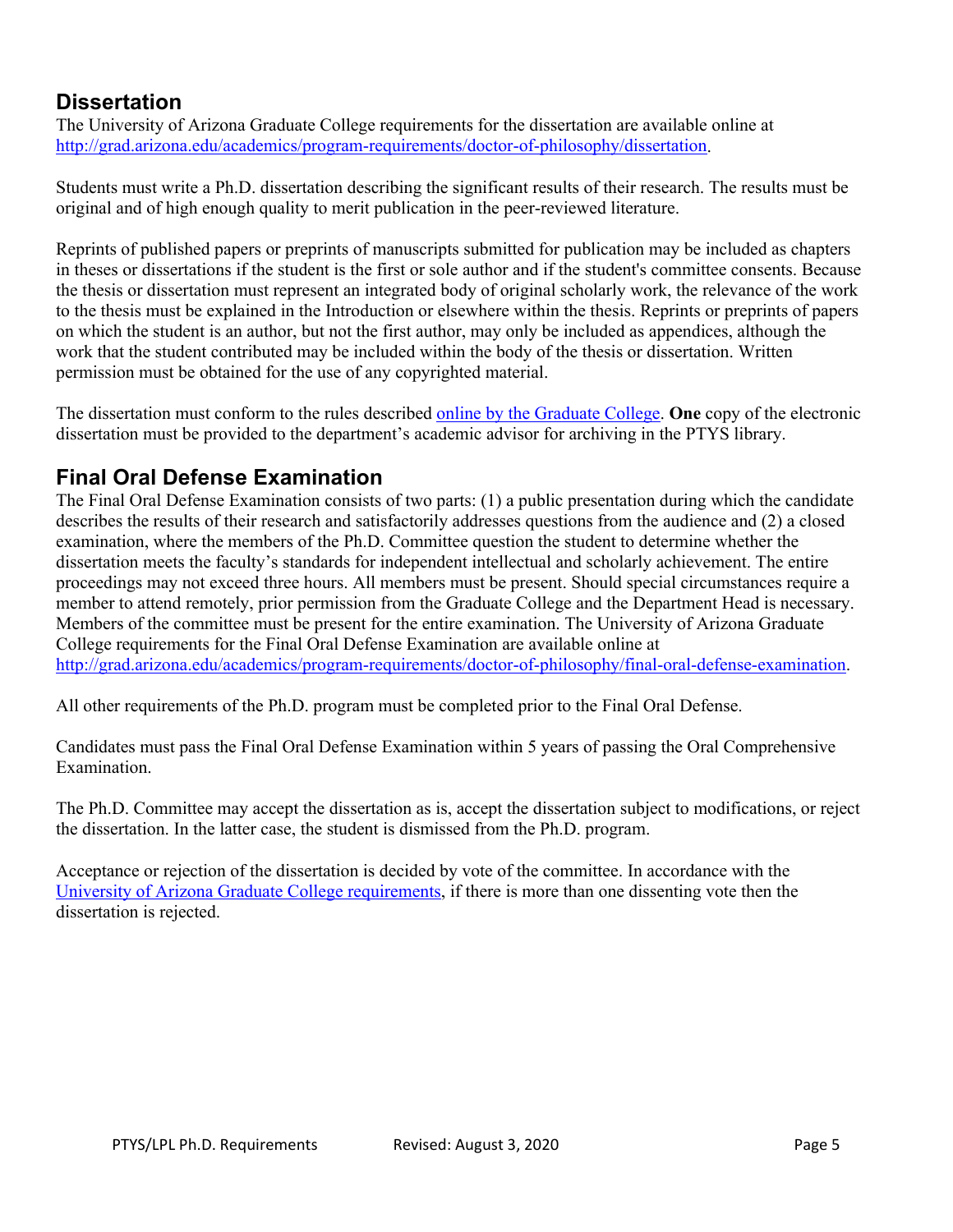## Dissertation

The University of Arizona Graduate College requirements for the dissertation are available online at [http://grad.arizona.edu/academics/program-requirements/doctor-of-philosophy/dissertation](http://grad.arizona.edu/academics/program-requirements/doctor-of-philosophy/dissertation).

Students must write a Ph.D. dissertation describing the significant results of their research. The results must be original and of high enough quality to merit publication in the peer-reviewed literature.

Reprints of published papers or preprints of manuscripts submitted for publication may be included as chapters in theses or dissertations if the student is the first or sole author and if the student's committee consents. Because the thesis or dissertation must represent an integrated body of original scholarly work, the relevance of the work to the thesis must be explained in the Introduction or elsewhere within the thesis. Reprints or preprints of papers on which the student is an author, but not the first author, may only be included as appendices, although the work that the student contributed may be included within the body of the thesis or dissertation. Written permission must be obtained for the use of any copyrighted material.

The dissertation must conform to the rules described online by the Graduate College. **One** copy of the electronic dissertation must be provided to the department's academic advisor for archiving in the PTYS library.

## Final Oral Defense Examination

The Final Oral Defense Examination consists of two parts: (1) a public presentation during which the candidate describes the results of their research and satisfactorily addresses questions from the audience and (2) a closed examination, where the members of the Ph.D. Committee question the student to determine whether the dissertation meets the faculty's standards for independent intellectual and scholarly achievement. The entire proceedings may not exceed three hours. All members must be present. Should special circumstances require a member to attend remotely, prior permission from the Graduate College and the Department Head is necessary. Members of the committee must be present for the entire examination. The University of Arizona Graduate College requirements for the Final Oral Defense Examination are available online at [http://grad.arizona.edu/academics/program-requirements/doctor-of-philosophy/final-oral-defense-examination](http://grad.arizona.edu/academics/program-requirements/doctor-of-philosophy/final-oral-defense-examination).

All other requirements of the Ph.D. program must be completed prior to the Final Oral Defense.

Candidates must pass the Final Oral Defense Examination within 5 years of passing the Oral Comprehensive Examination.

The Ph.D. Committee may accept the dissertation as is, accept the dissertation subject to modifications, or reject the dissertation. In the latter case, the student is dismissed from the Ph.D. program.

Acceptance or rejection of the dissertation is decided by vote of the committee. In accordance with the University of Arizona Graduate College requirements, if there is more than one dissenting vote then the dissertation is rejected.